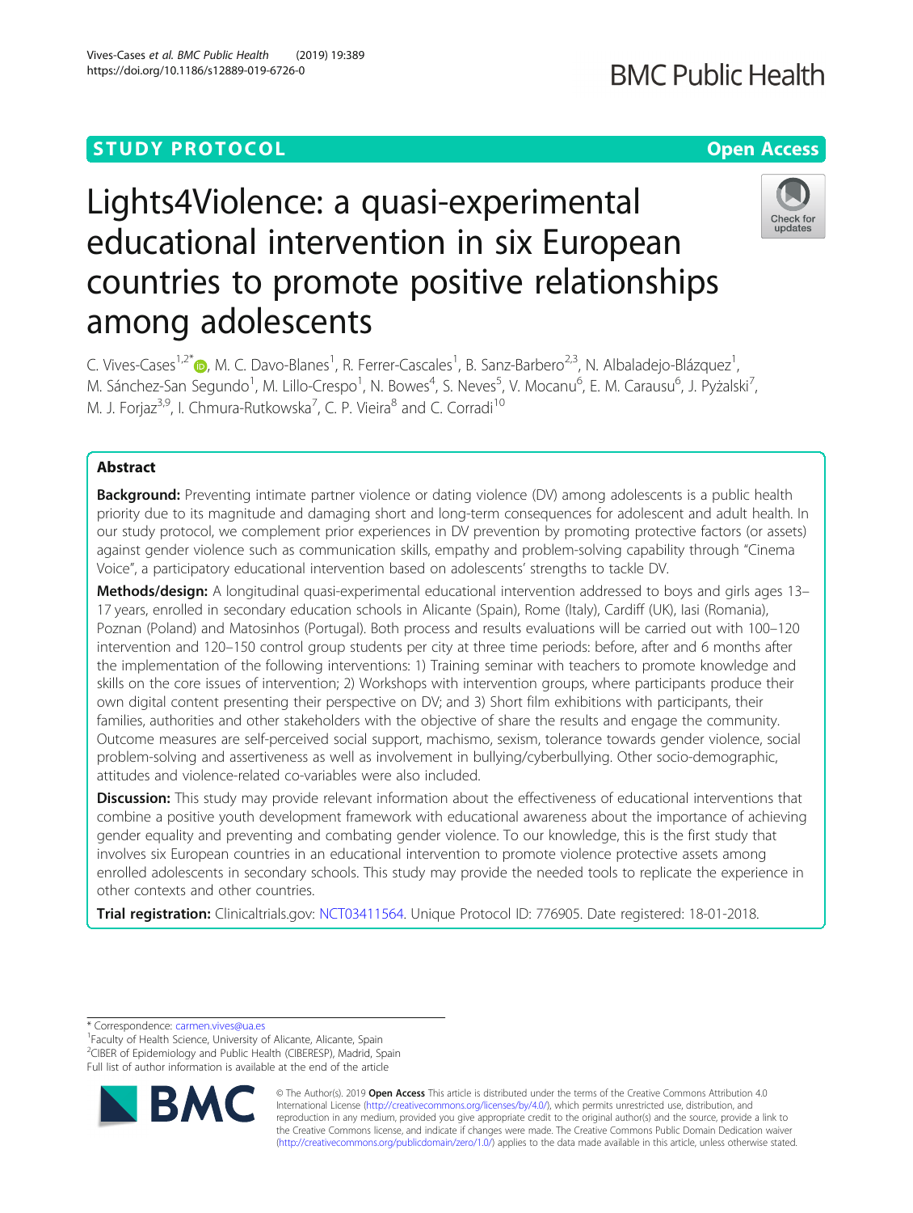STUDY PROTOCOL

Open Access

# Lights4Violence: a quasi-experimental educational intervention in six European countries to promote positive relationships among adolescents

C. Vives-Cases[1,2*], M. C. Davo-Blanes[1], R. Ferrer-Cascales[1], B. Sanz-Barbero[2,3], N. Albaladejo-Blázquez[1], M. Sánchez-San Segundo[1], M. Lillo-Crespo[1], N. Bowes[4], S. Neves[5], V. Mocanu[6], E. M. Carausu[6], J. Pyżalski[7], M. J. Forjaz[3,9], I. Chmura-Rutkowska[7], C. P. Vieira[8] and C. Corradi[10]

## Abstract

**Background:** Preventing intimate partner violence or dating violence (DV) among adolescents is a public health priority due to its magnitude and damaging short and long-term consequences for adolescent and adult health. In our study protocol, we complement prior experiences in DV prevention by promoting protective factors (or assets) against gender violence such as communication skills, empathy and problem-solving capability through "Cinema Voice", a participatory educational intervention based on adolescents' strengths to tackle DV.

**Methods/design:** A longitudinal quasi-experimental educational intervention addressed to boys and girls ages 13–17 years, enrolled in secondary education schools in Alicante (Spain), Rome (Italy), Cardiff (UK), Iasi (Romania), Poznan (Poland) and Matosinhos (Portugal). Both process and results evaluations will be carried out with 100–120 intervention and 120–150 control group students per city at three time periods: before, after and 6 months after the implementation of the following interventions: 1) Training seminar with teachers to promote knowledge and skills on the core issues of intervention; 2) Workshops with intervention groups, where participants produce their own digital content presenting their perspective on DV; and 3) Short film exhibitions with participants, their families, authorities and other stakeholders with the objective of share the results and engage the community. Outcome measures are self-perceived social support, machismo, sexism, tolerance towards gender violence, social problem-solving and assertiveness as well as involvement in bullying/cyberbullying. Other socio-demographic, attitudes and violence-related co-variables were also included.

**Discussion:** This study may provide relevant information about the effectiveness of educational interventions that combine a positive youth development framework with educational awareness about the importance of achieving gender equality and preventing and combating gender violence. To our knowledge, this is the first study that involves six European countries in an educational intervention to promote violence protective assets among enrolled adolescents in secondary schools. This study may provide the needed tools to replicate the experience in other contexts and other countries.

**Trial registration:** Clinicaltrials.gov: NCT03411564. Unique Protocol ID: 776905. Date registered: 18-01-2018.

\* Correspondence: carmen.vives@ua.es
[1]Faculty of Health Science, University of Alicante, Alicante, Spain
[2]CIBER of Epidemiology and Public Health (CIBERESP), Madrid, Spain
Full list of author information is available at the end of the article

© The Author(s). 2019 **Open Access** This article is distributed under the terms of the Creative Commons Attribution 4.0 International License (http://creativecommons.org/licenses/by/4.0/), which permits unrestricted use, distribution, and reproduction in any medium, provided you give appropriate credit to the original author(s) and the source, provide a link to the Creative Commons license, and indicate if changes were made. The Creative Commons Public Domain Dedication waiver (http://creativecommons.org/publicdomain/zero/1.0/) applies to the data made available in this article, unless otherwise stated.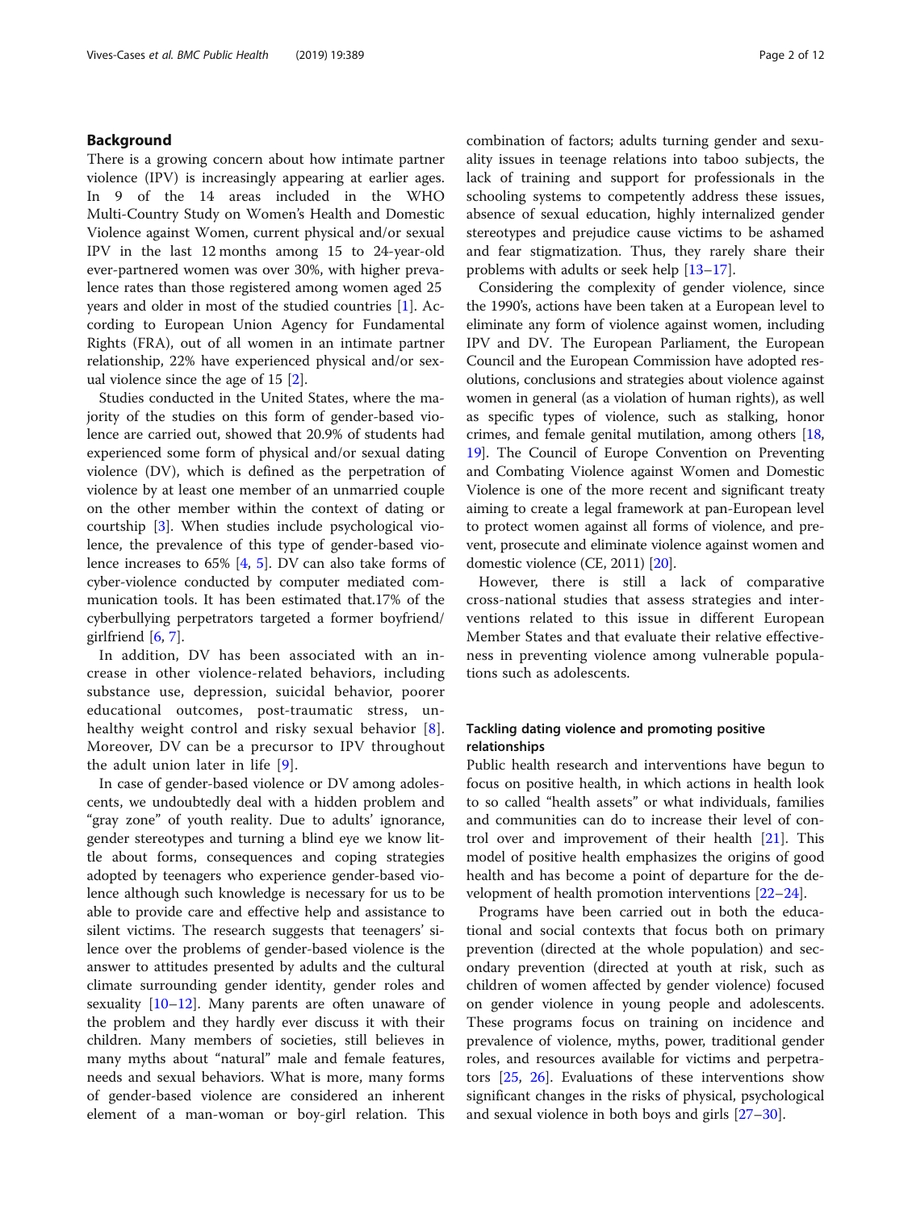## Background

There is a growing concern about how intimate partner violence (IPV) is increasingly appearing at earlier ages. In 9 of the 14 areas included in the WHO Multi-Country Study on Women's Health and Domestic Violence against Women, current physical and/or sexual IPV in the last 12 months among 15 to 24-year-old ever-partnered women was over 30%, with higher prevalence rates than those registered among women aged 25 years and older in most of the studied countries [1]. According to European Union Agency for Fundamental Rights (FRA), out of all women in an intimate partner relationship, 22% have experienced physical and/or sexual violence since the age of 15 [2].

Studies conducted in the United States, where the majority of the studies on this form of gender-based violence are carried out, showed that 20.9% of students had experienced some form of physical and/or sexual dating violence (DV), which is defined as the perpetration of violence by at least one member of an unmarried couple on the other member within the context of dating or courtship [3]. When studies include psychological violence, the prevalence of this type of gender-based violence increases to 65% [4, 5]. DV can also take forms of cyber-violence conducted by computer mediated communication tools. It has been estimated that.17% of the cyberbullying perpetrators targeted a former boyfriend/girlfriend [6, 7].

In addition, DV has been associated with an increase in other violence-related behaviors, including substance use, depression, suicidal behavior, poorer educational outcomes, post-traumatic stress, unhealthy weight control and risky sexual behavior [8]. Moreover, DV can be a precursor to IPV throughout the adult union later in life [9].

In case of gender-based violence or DV among adolescents, we undoubtedly deal with a hidden problem and "gray zone" of youth reality. Due to adults' ignorance, gender stereotypes and turning a blind eye we know little about forms, consequences and coping strategies adopted by teenagers who experience gender-based violence although such knowledge is necessary for us to be able to provide care and effective help and assistance to silent victims. The research suggests that teenagers' silence over the problems of gender-based violence is the answer to attitudes presented by adults and the cultural climate surrounding gender identity, gender roles and sexuality [10–12]. Many parents are often unaware of the problem and they hardly ever discuss it with their children. Many members of societies, still believes in many myths about "natural" male and female features, needs and sexual behaviors. What is more, many forms of gender-based violence are considered an inherent element of a man-woman or boy-girl relation. This combination of factors; adults turning gender and sexuality issues in teenage relations into taboo subjects, the lack of training and support for professionals in the schooling systems to competently address these issues, absence of sexual education, highly internalized gender stereotypes and prejudice cause victims to be ashamed and fear stigmatization. Thus, they rarely share their problems with adults or seek help [13–17].

Considering the complexity of gender violence, since the 1990's, actions have been taken at a European level to eliminate any form of violence against women, including IPV and DV. The European Parliament, the European Council and the European Commission have adopted resolutions, conclusions and strategies about violence against women in general (as a violation of human rights), as well as specific types of violence, such as stalking, honor crimes, and female genital mutilation, among others [18, 19]. The Council of Europe Convention on Preventing and Combating Violence against Women and Domestic Violence is one of the more recent and significant treaty aiming to create a legal framework at pan-European level to protect women against all forms of violence, and prevent, prosecute and eliminate violence against women and domestic violence (CE, 2011) [20].

However, there is still a lack of comparative cross-national studies that assess strategies and interventions related to this issue in different European Member States and that evaluate their relative effectiveness in preventing violence among vulnerable populations such as adolescents.

### Tackling dating violence and promoting positive relationships

Public health research and interventions have begun to focus on positive health, in which actions in health look to so called "health assets" or what individuals, families and communities can do to increase their level of control over and improvement of their health [21]. This model of positive health emphasizes the origins of good health and has become a point of departure for the development of health promotion interventions [22–24].

Programs have been carried out in both the educational and social contexts that focus both on primary prevention (directed at the whole population) and secondary prevention (directed at youth at risk, such as children of women affected by gender violence) focused on gender violence in young people and adolescents. These programs focus on training on incidence and prevalence of violence, myths, power, traditional gender roles, and resources available for victims and perpetrators [25, 26]. Evaluations of these interventions show significant changes in the risks of physical, psychological and sexual violence in both boys and girls [27–30].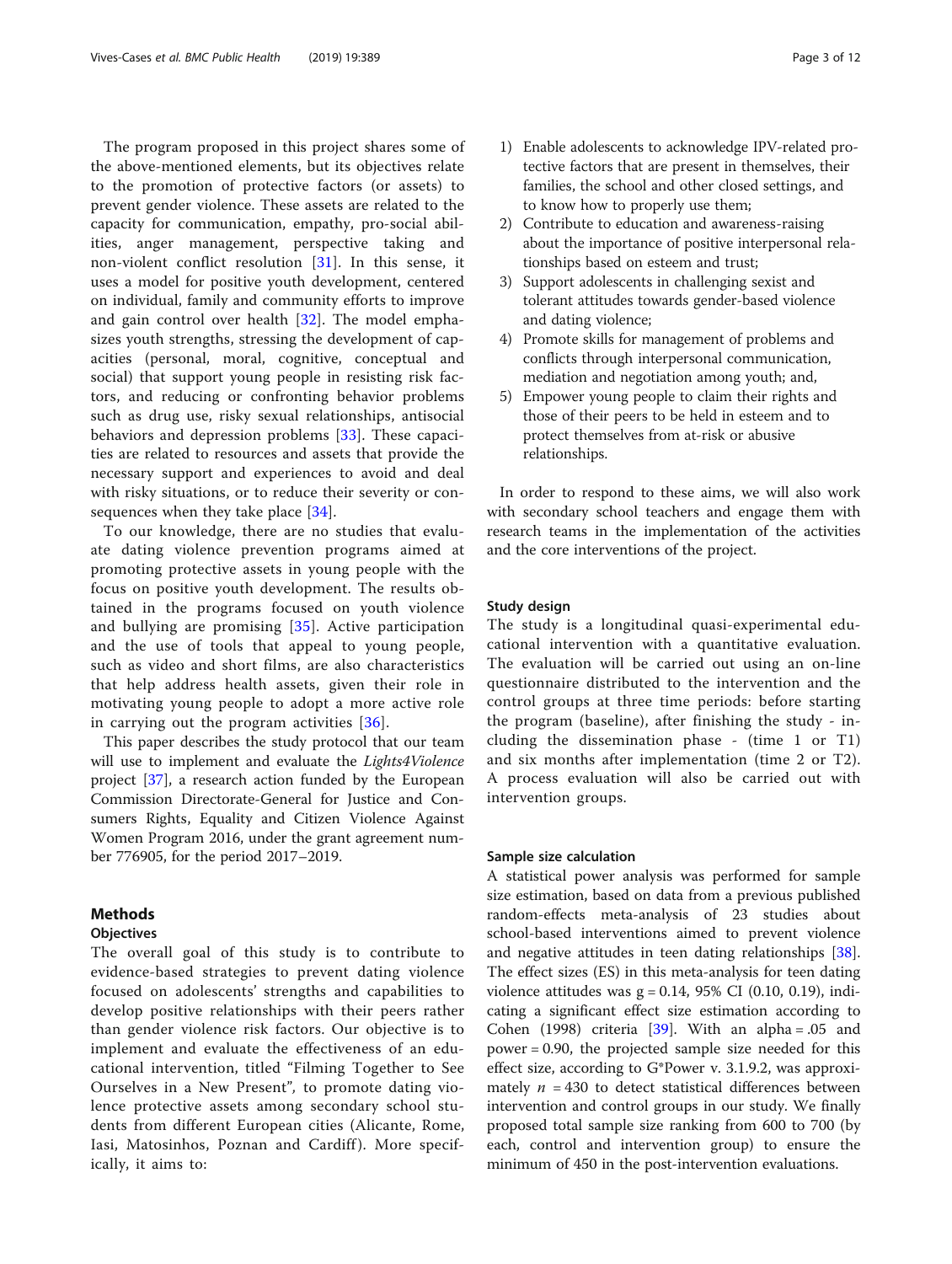The program proposed in this project shares some of the above-mentioned elements, but its objectives relate to the promotion of protective factors (or assets) to prevent gender violence. These assets are related to the capacity for communication, empathy, pro-social abilities, anger management, perspective taking and non-violent conflict resolution [31]. In this sense, it uses a model for positive youth development, centered on individual, family and community efforts to improve and gain control over health [32]. The model emphasizes youth strengths, stressing the development of capacities (personal, moral, cognitive, conceptual and social) that support young people in resisting risk factors, and reducing or confronting behavior problems such as drug use, risky sexual relationships, antisocial behaviors and depression problems [33]. These capacities are related to resources and assets that provide the necessary support and experiences to avoid and deal with risky situations, or to reduce their severity or consequences when they take place [34].

To our knowledge, there are no studies that evaluate dating violence prevention programs aimed at promoting protective assets in young people with the focus on positive youth development. The results obtained in the programs focused on youth violence and bullying are promising [35]. Active participation and the use of tools that appeal to young people, such as video and short films, are also characteristics that help address health assets, given their role in motivating young people to adopt a more active role in carrying out the program activities [36].

This paper describes the study protocol that our team will use to implement and evaluate the *Lights4Violence* project [37], a research action funded by the European Commission Directorate-General for Justice and Consumers Rights, Equality and Citizen Violence Against Women Program 2016, under the grant agreement number 776905, for the period 2017–2019.

## Methods

### Objectives

The overall goal of this study is to contribute to evidence-based strategies to prevent dating violence focused on adolescents' strengths and capabilities to develop positive relationships with their peers rather than gender violence risk factors. Our objective is to implement and evaluate the effectiveness of an educational intervention, titled "Filming Together to See Ourselves in a New Present", to promote dating violence protective assets among secondary school students from different European cities (Alicante, Rome, Iasi, Matosinhos, Poznan and Cardiff). More specifically, it aims to:

1) Enable adolescents to acknowledge IPV-related protective factors that are present in themselves, their families, the school and other closed settings, and to know how to properly use them;
2) Contribute to education and awareness-raising about the importance of positive interpersonal relationships based on esteem and trust;
3) Support adolescents in challenging sexist and tolerant attitudes towards gender-based violence and dating violence;
4) Promote skills for management of problems and conflicts through interpersonal communication, mediation and negotiation among youth; and,
5) Empower young people to claim their rights and those of their peers to be held in esteem and to protect themselves from at-risk or abusive relationships.

In order to respond to these aims, we will also work with secondary school teachers and engage them with research teams in the implementation of the activities and the core interventions of the project.

### Study design

The study is a longitudinal quasi-experimental educational intervention with a quantitative evaluation. The evaluation will be carried out using an on-line questionnaire distributed to the intervention and the control groups at three time periods: before starting the program (baseline), after finishing the study - including the dissemination phase - (time 1 or T1) and six months after implementation (time 2 or T2). A process evaluation will also be carried out with intervention groups.

### Sample size calculation

A statistical power analysis was performed for sample size estimation, based on data from a previous published random-effects meta-analysis of 23 studies about school-based interventions aimed to prevent violence and negative attitudes in teen dating relationships [38]. The effect sizes (ES) in this meta-analysis for teen dating violence attitudes was $g = 0.14$, 95% CI (0.10, 0.19), indicating a significant effect size estimation according to Cohen (1998) criteria [39]. With an $alpha = .05$ and $power = 0.90$, the projected sample size needed for this effect size, according to G*Power v. 3.1.9.2, was approximately $n = 430$ to detect statistical differences between intervention and control groups in our study. We finally proposed total sample size ranking from 600 to 700 (by each, control and intervention group) to ensure the minimum of 450 in the post-intervention evaluations.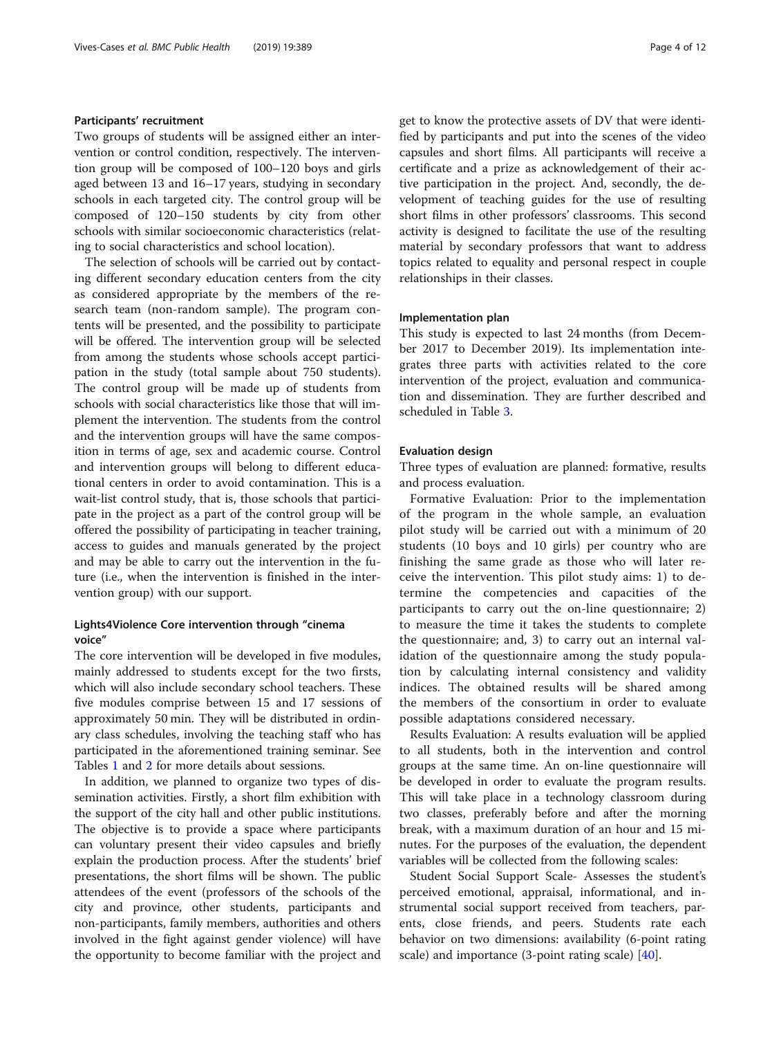#### Participants' recruitment

Two groups of students will be assigned either an intervention or control condition, respectively. The intervention group will be composed of 100–120 boys and girls aged between 13 and 16–17 years, studying in secondary schools in each targeted city. The control group will be composed of 120–150 students by city from other schools with similar socioeconomic characteristics (relating to social characteristics and school location).

The selection of schools will be carried out by contacting different secondary education centers from the city as considered appropriate by the members of the research team (non-random sample). The program contents will be presented, and the possibility to participate will be offered. The intervention group will be selected from among the students whose schools accept participation in the study (total sample about 750 students). The control group will be made up of students from schools with social characteristics like those that will implement the intervention. The students from the control and the intervention groups will have the same composition in terms of age, sex and academic course. Control and intervention groups will belong to different educational centers in order to avoid contamination. This is a wait-list control study, that is, those schools that participate in the project as a part of the control group will be offered the possibility of participating in teacher training, access to guides and manuals generated by the project and may be able to carry out the intervention in the future (i.e., when the intervention is finished in the intervention group) with our support.

#### Lights4Violence Core intervention through "cinema voice"

The core intervention will be developed in five modules, mainly addressed to students except for the two firsts, which will also include secondary school teachers. These five modules comprise between 15 and 17 sessions of approximately 50 min. They will be distributed in ordinary class schedules, involving the teaching staff who has participated in the aforementioned training seminar. See Tables 1 and 2 for more details about sessions.

In addition, we planned to organize two types of dissemination activities. Firstly, a short film exhibition with the support of the city hall and other public institutions. The objective is to provide a space where participants can voluntary present their video capsules and briefly explain the production process. After the students' brief presentations, the short films will be shown. The public attendees of the event (professors of the schools of the city and province, other students, participants and non-participants, family members, authorities and others involved in the fight against gender violence) will have the opportunity to become familiar with the project and get to know the protective assets of DV that were identified by participants and put into the scenes of the video capsules and short films. All participants will receive a certificate and a prize as acknowledgement of their active participation in the project. And, secondly, the development of teaching guides for the use of resulting short films in other professors' classrooms. This second activity is designed to facilitate the use of the resulting material by secondary professors that want to address topics related to equality and personal respect in couple relationships in their classes.

#### Implementation plan

This study is expected to last 24 months (from December 2017 to December 2019). Its implementation integrates three parts with activities related to the core intervention of the project, evaluation and communication and dissemination. They are further described and scheduled in Table 3.

#### Evaluation design

Three types of evaluation are planned: formative, results and process evaluation.

Formative Evaluation: Prior to the implementation of the program in the whole sample, an evaluation pilot study will be carried out with a minimum of 20 students (10 boys and 10 girls) per country who are finishing the same grade as those who will later receive the intervention. This pilot study aims: 1) to determine the competencies and capacities of the participants to carry out the on-line questionnaire; 2) to measure the time it takes the students to complete the questionnaire; and, 3) to carry out an internal validation of the questionnaire among the study population by calculating internal consistency and validity indices. The obtained results will be shared among the members of the consortium in order to evaluate possible adaptations considered necessary.

Results Evaluation: A results evaluation will be applied to all students, both in the intervention and control groups at the same time. An on-line questionnaire will be developed in order to evaluate the program results. This will take place in a technology classroom during two classes, preferably before and after the morning break, with a maximum duration of an hour and 15 minutes. For the purposes of the evaluation, the dependent variables will be collected from the following scales:

Student Social Support Scale- Assesses the student's perceived emotional, appraisal, informational, and instrumental social support received from teachers, parents, close friends, and peers. Students rate each behavior on two dimensions: availability (6-point rating scale) and importance (3-point rating scale) [40].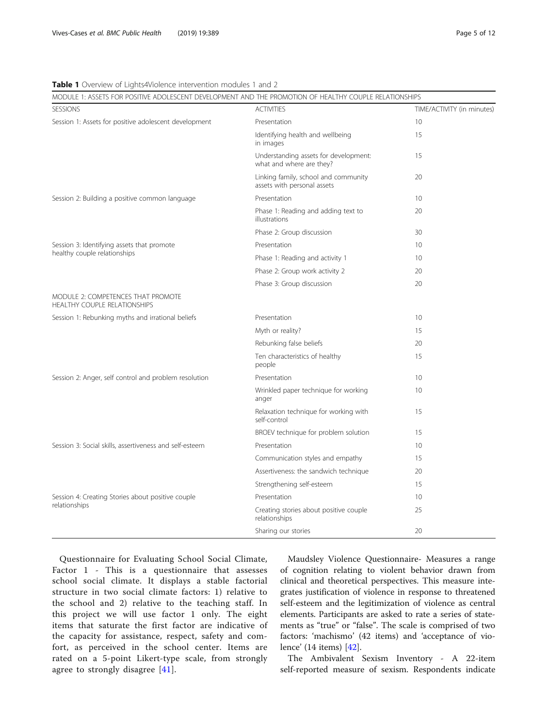**Table 1** Overview of Lights4Violence intervention modules 1 and 2

| MODULE 1: ASSETS FOR POSITIVE ADOLESCENT DEVELOPMENT AND THE PROMOTION OF HEALTHY COUPLE RELATIONSHIPS | | |
|---|---|---|
| SESSIONS | ACTIVITIES | TIME/ACTIVITY (in minutes) |
| Session 1: Assets for positive adolescent development | Presentation | 10 |
| | Identifying health and wellbeing in images | 15 |
| | Understanding assets for development: what and where are they? | 15 |
| | Linking family, school and community assets with personal assets | 20 |
| Session 2: Building a positive common language | Presentation | 10 |
| | Phase 1: Reading and adding text to illustrations | 20 |
| | Phase 2: Group discussion | 30 |
| Session 3: Identifying assets that promote healthy couple relationships | Presentation | 10 |
| | Phase 1: Reading and activity 1 | 10 |
| | Phase 2: Group work activity 2 | 20 |
| | Phase 3: Group discussion | 20 |
| MODULE 2: COMPETENCES THAT PROMOTE HEALTHY COUPLE RELATIONSHIPS | | |
| Session 1: Rebunking myths and irrational beliefs | Presentation | 10 |
| | Myth or reality? | 15 |
| | Rebunking false beliefs | 20 |
| | Ten characteristics of healthy people | 15 |
| Session 2: Anger, self control and problem resolution | Presentation | 10 |
| | Wrinkled paper technique for working anger | 10 |
| | Relaxation technique for working with self-control | 15 |
| | BROEV technique for problem solution | 15 |
| Session 3: Social skills, assertiveness and self-esteem | Presentation | 10 |
| | Communication styles and empathy | 15 |
| | Assertiveness: the sandwich technique | 20 |
| | Strengthening self-esteem | 15 |
| Session 4: Creating Stories about positive couple relationships | Presentation | 10 |
| | Creating stories about positive couple relationships | 25 |
| | Sharing our stories | 20 |

Questionnaire for Evaluating School Social Climate, Factor 1 - This is a questionnaire that assesses school social climate. It displays a stable factorial structure in two social climate factors: 1) relative to the school and 2) relative to the teaching staff. In this project we will use factor 1 only. The eight items that saturate the first factor are indicative of the capacity for assistance, respect, safety and comfort, as perceived in the school center. Items are rated on a 5-point Likert-type scale, from strongly agree to strongly disagree [41].

Maudsley Violence Questionnaire- Measures a range of cognition relating to violent behavior drawn from clinical and theoretical perspectives. This measure integrates justification of violence in response to threatened self-esteem and the legitimization of violence as central elements. Participants are asked to rate a series of statements as "true" or "false". The scale is comprised of two factors: 'machismo' (42 items) and 'acceptance of violence' (14 items) [42].

The Ambivalent Sexism Inventory - A 22-item self-reported measure of sexism. Respondents indicate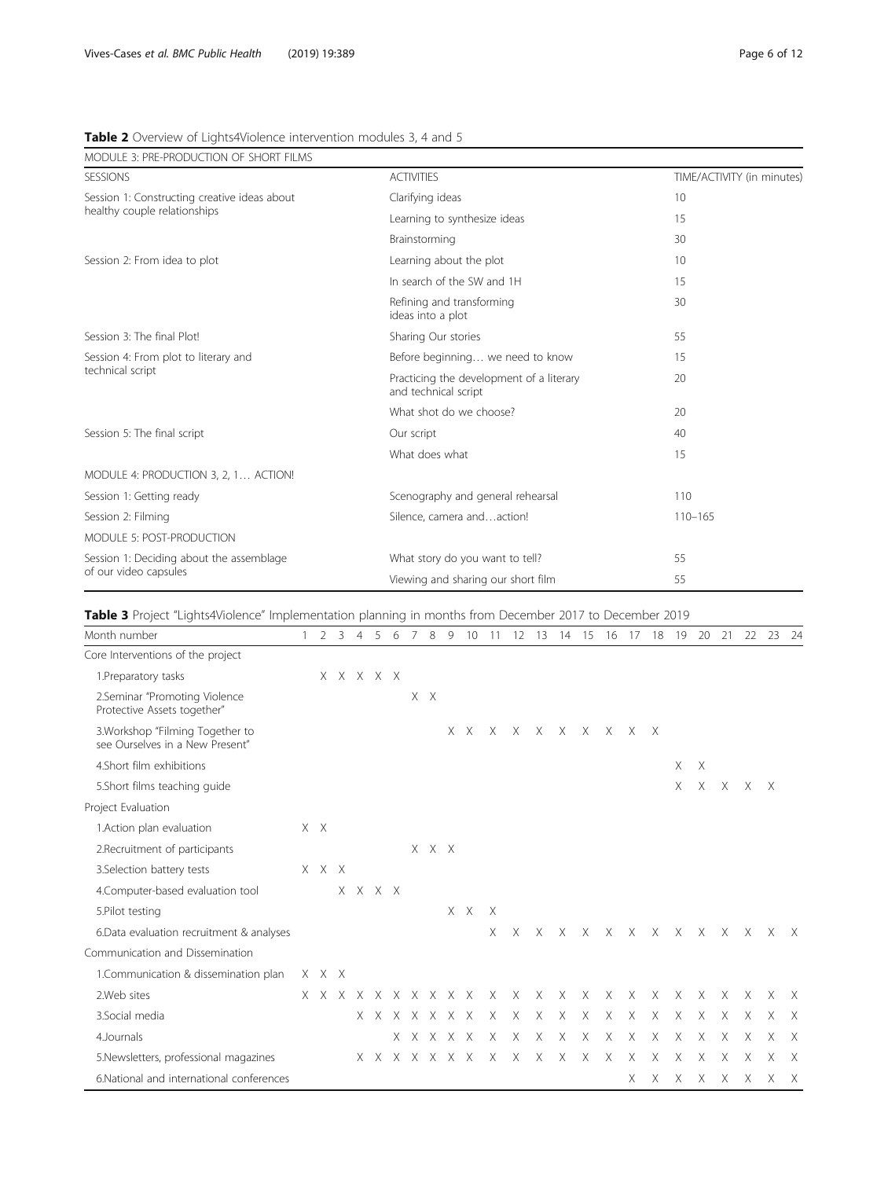**Table 2** Overview of Lights4Violence intervention modules 3, 4 and 5

| SESSIONS | ACTIVITIES | TIME/ACTIVITY (in minutes) |
|---|---|---|
| **MODULE 3: PRE-PRODUCTION OF SHORT FILMS** | | |
| Session 1: Constructing creative ideas about healthy couple relationships | Clarifying ideas | 10 |
| | Learning to synthesize ideas | 15 |
| | Brainstorming | 30 |
| Session 2: From idea to plot | Learning about the plot | 10 |
| | In search of the SW and 1H | 15 |
| | Refining and transforming ideas into a plot | 30 |
| Session 3: The final Plot! | Sharing Our stories | 55 |
| Session 4: From plot to literary and technical script | Before beginning… we need to know | 15 |
| | Practicing the development of a literary and technical script | 20 |
| | What shot do we choose? | 20 |
| Session 5: The final script | Our script | 40 |
| | What does what | 15 |
| **MODULE 4: PRODUCTION 3, 2, 1… ACTION!** | | |
| Session 1: Getting ready | Scenography and general rehearsal | 110 |
| Session 2: Filming | Silence, camera and…action! | 110–165 |
| **MODULE 5: POST-PRODUCTION** | | |
| Session 1: Deciding about the assemblage of our video capsules | What story do you want to tell? | 55 |
| | Viewing and sharing our short film | 55 |

**Table 3** Project "Lights4Violence" Implementation planning in months from December 2017 to December 2019

| Month number | 1 | 2 | 3 | 4 | 5 | 6 | 7 | 8 | 9 | 10 | 11 | 12 | 13 | 14 | 15 | 16 | 17 | 18 | 19 | 20 | 21 | 22 | 23 | 24 |
|---|---|---|---|---|---|---|---|---|---|---|---|---|---|---|---|---|---|---|---|---|---|---|---|---|
| **Core Interventions of the project** | | | | | | | | | | | | | | | | | | | | | | | | |
| 1.Preparatory tasks | | | X | X | X | X | X | | | | | | | | | | | | | | | | | |
| 2.Seminar "Promoting Violence Protective Assets together" | | | | | | | | X | X | | | | | | | | | | | | | | | |
| 3.Workshop "Filming Together to see Ourselves in a New Present" | | | | | | | | | | X | X | X | X | X | X | X | X | X | | | | | | |
| 4.Short film exhibitions | | | | | | | | | | | | | | | | | | | X | X | | | | |
| 5.Short films teaching guide | | | | | | | | | | | | | | | | | | | X | X | X | X | X | |
| **Project Evaluation** | | | | | | | | | | | | | | | | | | | | | | | | |
| 1.Action plan evaluation | X | X | | | | | | | | | | | | | | | | | | | | | | |
| 2.Recruitment of participants | | | | | | | | X | X | X | | | | | | | | | | | | | | |
| 3.Selection battery tests | X | X | X | | | | | | | | | | | | | | | | | | | | | |
| 4.Computer-based evaluation tool | | | | X | X | X | X | | | | | | | | | | | | | | | | | |
| 5.Pilot testing | | | | | | | | | | X | X | X | | | | | | | | | | | | |
| 6.Data evaluation recruitment & analyses | | | | | | | | | | | | X | X | X | X | X | X | X | X | X | X | X | X | X |
| **Communication and Dissemination** | | | | | | | | | | | | | | | | | | | | | | | | |
| 1.Communication & dissemination plan | X | X | X | | | | | | | | | | | | | | | | | | | | | |
| 2.Web sites | X | X | X | X | X | X | X | X | X | X | X | X | X | X | X | X | X | X | X | X | X | X | X | X |
| 3.Social media | | | | | X | X | X | X | X | X | X | X | X | X | X | X | X | X | X | X | X | X | X | X |
| 4.Journals | | | | | | | X | X | X | X | X | X | X | X | X | X | X | X | X | X | X | X | X | X |
| 5.Newsletters, professional magazines | | | | | X | X | X | X | X | X | X | X | X | X | X | X | X | X | X | X | X | X | X | X |
| 6.National and international conferences | | | | | | | | | | | | | | | | | X | X | X | X | X | X | X | X |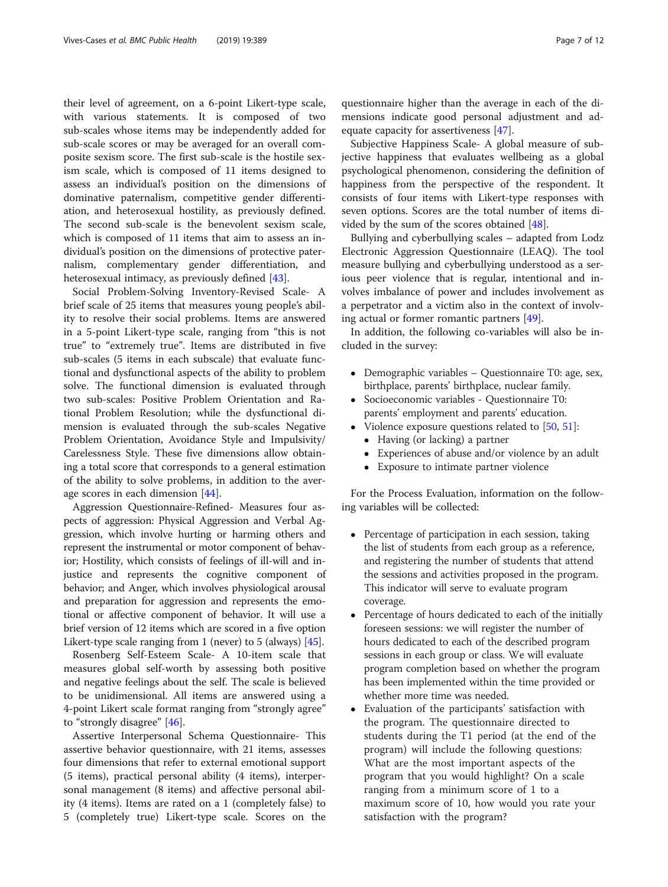their level of agreement, on a 6-point Likert-type scale, with various statements. It is composed of two sub-scales whose items may be independently added for sub-scale scores or may be averaged for an overall composite sexism score. The first sub-scale is the hostile sexism scale, which is composed of 11 items designed to assess an individual's position on the dimensions of dominative paternalism, competitive gender differentiation, and heterosexual hostility, as previously defined. The second sub-scale is the benevolent sexism scale, which is composed of 11 items that aim to assess an individual's position on the dimensions of protective paternalism, complementary gender differentiation, and heterosexual intimacy, as previously defined [43].

Social Problem-Solving Inventory-Revised Scale- A brief scale of 25 items that measures young people's ability to resolve their social problems. Items are answered in a 5-point Likert-type scale, ranging from "this is not true" to "extremely true". Items are distributed in five sub-scales (5 items in each subscale) that evaluate functional and dysfunctional aspects of the ability to problem solve. The functional dimension is evaluated through two sub-scales: Positive Problem Orientation and Rational Problem Resolution; while the dysfunctional dimension is evaluated through the sub-scales Negative Problem Orientation, Avoidance Style and Impulsivity/Carelessness Style. These five dimensions allow obtaining a total score that corresponds to a general estimation of the ability to solve problems, in addition to the average scores in each dimension [44].

Aggression Questionnaire-Refined- Measures four aspects of aggression: Physical Aggression and Verbal Aggression, which involve hurting or harming others and represent the instrumental or motor component of behavior; Hostility, which consists of feelings of ill-will and injustice and represents the cognitive component of behavior; and Anger, which involves physiological arousal and preparation for aggression and represents the emotional or affective component of behavior. It will use a brief version of 12 items which are scored in a five option Likert-type scale ranging from 1 (never) to 5 (always) [45].

Rosenberg Self-Esteem Scale- A 10-item scale that measures global self-worth by assessing both positive and negative feelings about the self. The scale is believed to be unidimensional. All items are answered using a 4-point Likert scale format ranging from "strongly agree" to "strongly disagree" [46].

Assertive Interpersonal Schema Questionnaire- This assertive behavior questionnaire, with 21 items, assesses four dimensions that refer to external emotional support (5 items), practical personal ability (4 items), interpersonal management (8 items) and affective personal ability (4 items). Items are rated on a 1 (completely false) to 5 (completely true) Likert-type scale. Scores on the questionnaire higher than the average in each of the dimensions indicate good personal adjustment and adequate capacity for assertiveness [47].

Subjective Happiness Scale- A global measure of subjective happiness that evaluates wellbeing as a global psychological phenomenon, considering the definition of happiness from the perspective of the respondent. It consists of four items with Likert-type responses with seven options. Scores are the total number of items divided by the sum of the scores obtained [48].

Bullying and cyberbullying scales – adapted from Lodz Electronic Aggression Questionnaire (LEAQ). The tool measure bullying and cyberbullying understood as a serious peer violence that is regular, intentional and involves imbalance of power and includes involvement as a perpetrator and a victim also in the context of involving actual or former romantic partners [49].

In addition, the following co-variables will also be included in the survey:

- Demographic variables – Questionnaire T0: age, sex, birthplace, parents' birthplace, nuclear family.
- Socioeconomic variables - Questionnaire T0: parents' employment and parents' education.
- Violence exposure questions related to [50, 51]:
  - Having (or lacking) a partner
  - Experiences of abuse and/or violence by an adult
  - Exposure to intimate partner violence

For the Process Evaluation, information on the following variables will be collected:

- Percentage of participation in each session, taking the list of students from each group as a reference, and registering the number of students that attend the sessions and activities proposed in the program. This indicator will serve to evaluate program coverage.
- Percentage of hours dedicated to each of the initially foreseen sessions: we will register the number of hours dedicated to each of the described program sessions in each group or class. We will evaluate program completion based on whether the program has been implemented within the time provided or whether more time was needed.
- Evaluation of the participants' satisfaction with the program. The questionnaire directed to students during the T1 period (at the end of the program) will include the following questions: What are the most important aspects of the program that you would highlight? On a scale ranging from a minimum score of 1 to a maximum score of 10, how would you rate your satisfaction with the program?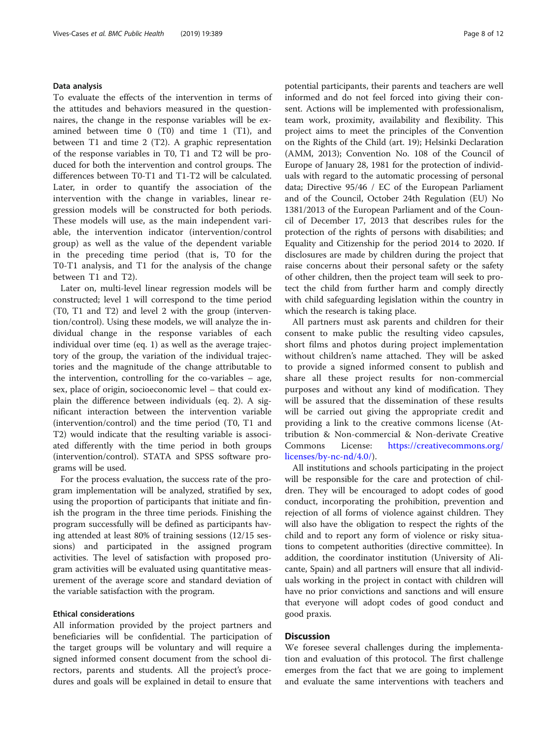### Data analysis

To evaluate the effects of the intervention in terms of the attitudes and behaviors measured in the questionnaires, the change in the response variables will be examined between time 0 (T0) and time 1 (T1), and between T1 and time 2 (T2). A graphic representation of the response variables in T0, T1 and T2 will be produced for both the intervention and control groups. The differences between T0-T1 and T1-T2 will be calculated. Later, in order to quantify the association of the intervention with the change in variables, linear regression models will be constructed for both periods. These models will use, as the main independent variable, the intervention indicator (intervention/control group) as well as the value of the dependent variable in the preceding time period (that is, T0 for the T0-T1 analysis, and T1 for the analysis of the change between T1 and T2).

Later on, multi-level linear regression models will be constructed; level 1 will correspond to the time period (T0, T1 and T2) and level 2 with the group (intervention/control). Using these models, we will analyze the individual change in the response variables of each individual over time (eq. 1) as well as the average trajectory of the group, the variation of the individual trajectories and the magnitude of the change attributable to the intervention, controlling for the co-variables – age, sex, place of origin, socioeconomic level – that could explain the difference between individuals (eq. 2). A significant interaction between the intervention variable (intervention/control) and the time period (T0, T1 and T2) would indicate that the resulting variable is associated differently with the time period in both groups (intervention/control). STATA and SPSS software programs will be used.

For the process evaluation, the success rate of the program implementation will be analyzed, stratified by sex, using the proportion of participants that initiate and finish the program in the three time periods. Finishing the program successfully will be defined as participants having attended at least 80% of training sessions (12/15 sessions) and participated in the assigned program activities. The level of satisfaction with proposed program activities will be evaluated using quantitative measurement of the average score and standard deviation of the variable satisfaction with the program.

### Ethical considerations

All information provided by the project partners and beneficiaries will be confidential. The participation of the target groups will be voluntary and will require a signed informed consent document from the school directors, parents and students. All the project's procedures and goals will be explained in detail to ensure that potential participants, their parents and teachers are well informed and do not feel forced into giving their consent. Actions will be implemented with professionalism, team work, proximity, availability and flexibility. This project aims to meet the principles of the Convention on the Rights of the Child (art. 19); Helsinki Declaration (AMM, 2013); Convention No. 108 of the Council of Europe of January 28, 1981 for the protection of individuals with regard to the automatic processing of personal data; Directive 95/46 / EC of the European Parliament and of the Council, October 24th Regulation (EU) No 1381/2013 of the European Parliament and of the Council of December 17, 2013 that describes rules for the protection of the rights of persons with disabilities; and Equality and Citizenship for the period 2014 to 2020. If disclosures are made by children during the project that raise concerns about their personal safety or the safety of other children, then the project team will seek to protect the child from further harm and comply directly with child safeguarding legislation within the country in which the research is taking place.

All partners must ask parents and children for their consent to make public the resulting video capsules, short films and photos during project implementation without children's name attached. They will be asked to provide a signed informed consent to publish and share all these project results for non-commercial purposes and without any kind of modification. They will be assured that the dissemination of these results will be carried out giving the appropriate credit and providing a link to the creative commons license (Attribution & Non-commercial & Non-derivate Creative Commons License: https://creativecommons.org/licenses/by-nc-nd/4.0/).

All institutions and schools participating in the project will be responsible for the care and protection of children. They will be encouraged to adopt codes of good conduct, incorporating the prohibition, prevention and rejection of all forms of violence against children. They will also have the obligation to respect the rights of the child and to report any form of violence or risky situations to competent authorities (directive committee). In addition, the coordinator institution (University of Alicante, Spain) and all partners will ensure that all individuals working in the project in contact with children will have no prior convictions and sanctions and will ensure that everyone will adopt codes of good conduct and good praxis.

## Discussion

We foresee several challenges during the implementation and evaluation of this protocol. The first challenge emerges from the fact that we are going to implement and evaluate the same interventions with teachers and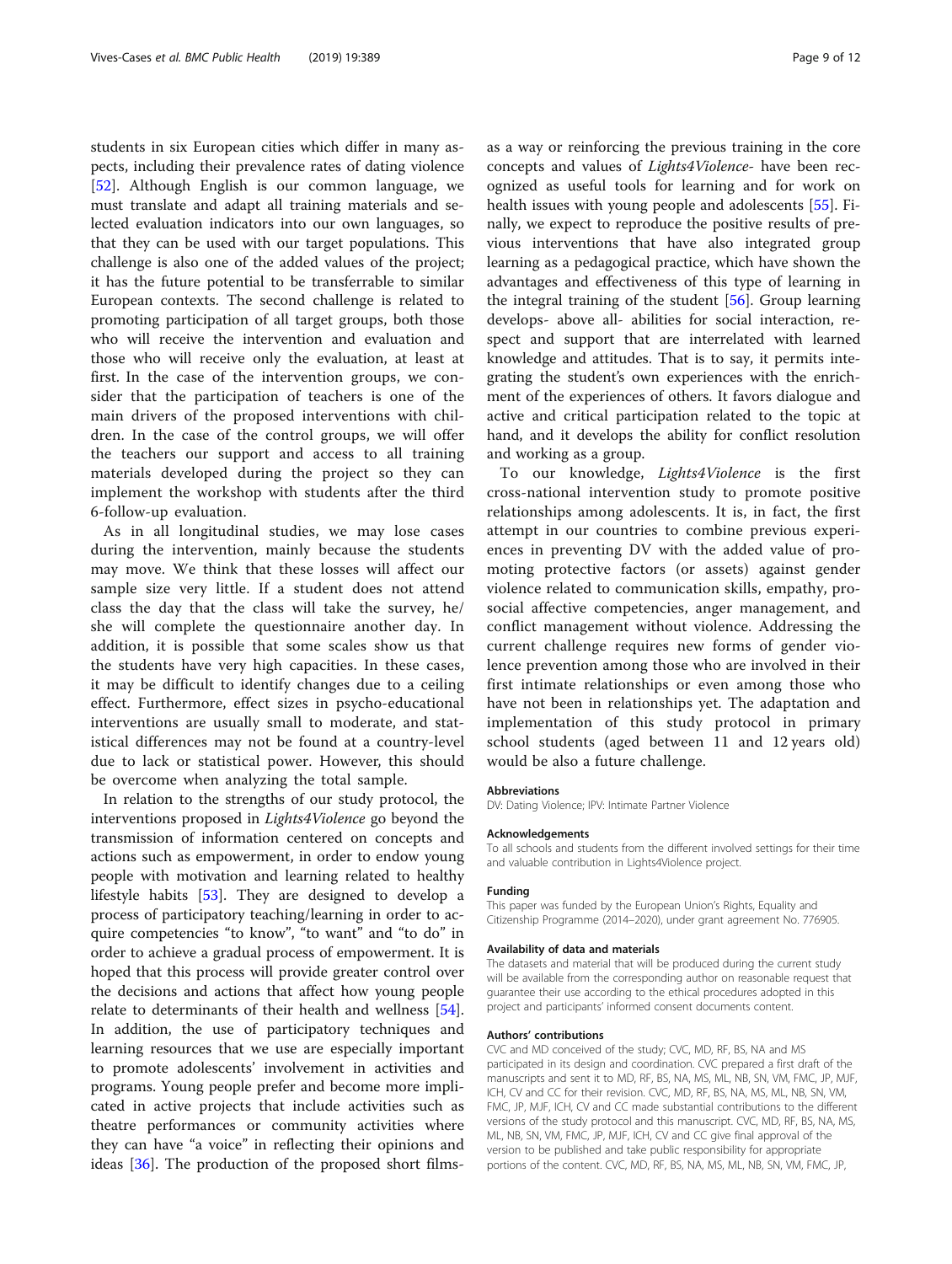students in six European cities which differ in many aspects, including their prevalence rates of dating violence [52]. Although English is our common language, we must translate and adapt all training materials and selected evaluation indicators into our own languages, so that they can be used with our target populations. This challenge is also one of the added values of the project; it has the future potential to be transferrable to similar European contexts. The second challenge is related to promoting participation of all target groups, both those who will receive the intervention and evaluation and those who will receive only the evaluation, at least at first. In the case of the intervention groups, we consider that the participation of teachers is one of the main drivers of the proposed interventions with children. In the case of the control groups, we will offer the teachers our support and access to all training materials developed during the project so they can implement the workshop with students after the third 6-follow-up evaluation.

As in all longitudinal studies, we may lose cases during the intervention, mainly because the students may move. We think that these losses will affect our sample size very little. If a student does not attend class the day that the class will take the survey, he/she will complete the questionnaire another day. In addition, it is possible that some scales show us that the students have very high capacities. In these cases, it may be difficult to identify changes due to a ceiling effect. Furthermore, effect sizes in psycho-educational interventions are usually small to moderate, and statistical differences may not be found at a country-level due to lack or statistical power. However, this should be overcome when analyzing the total sample.

In relation to the strengths of our study protocol, the interventions proposed in *Lights4Violence* go beyond the transmission of information centered on concepts and actions such as empowerment, in order to endow young people with motivation and learning related to healthy lifestyle habits [53]. They are designed to develop a process of participatory teaching/learning in order to acquire competencies "to know", "to want" and "to do" in order to achieve a gradual process of empowerment. It is hoped that this process will provide greater control over the decisions and actions that affect how young people relate to determinants of their health and wellness [54]. In addition, the use of participatory techniques and learning resources that we use are especially important to promote adolescents' involvement in activities and programs. Young people prefer and become more implicated in active projects that include activities such as theatre performances or community activities where they can have "a voice" in reflecting their opinions and ideas [36]. The production of the proposed short films- as a way or reinforcing the previous training in the core concepts and values of *Lights4Violence*- have been recognized as useful tools for learning and for work on health issues with young people and adolescents [55]. Finally, we expect to reproduce the positive results of previous interventions that have also integrated group learning as a pedagogical practice, which have shown the advantages and effectiveness of this type of learning in the integral training of the student [56]. Group learning develops- above all- abilities for social interaction, respect and support that are interrelated with learned knowledge and attitudes. That is to say, it permits integrating the student's own experiences with the enrichment of the experiences of others. It favors dialogue and active and critical participation related to the topic at hand, and it develops the ability for conflict resolution and working as a group.

To our knowledge, *Lights4Violence* is the first cross-national intervention study to promote positive relationships among adolescents. It is, in fact, the first attempt in our countries to combine previous experiences in preventing DV with the added value of promoting protective factors (or assets) against gender violence related to communication skills, empathy, prosocial affective competencies, anger management, and conflict management without violence. Addressing the current challenge requires new forms of gender violence prevention among those who are involved in their first intimate relationships or even among those who have not been in relationships yet. The adaptation and implementation of this study protocol in primary school students (aged between 11 and 12 years old) would be also a future challenge.

#### Abbreviations

DV: Dating Violence; IPV: Intimate Partner Violence

#### Acknowledgements

To all schools and students from the different involved settings for their time and valuable contribution in Lights4Violence project.

#### Funding

This paper was funded by the European Union's Rights, Equality and Citizenship Programme (2014–2020), under grant agreement No. 776905.

#### Availability of data and materials

The datasets and material that will be produced during the current study will be available from the corresponding author on reasonable request that guarantee their use according to the ethical procedures adopted in this project and participants' informed consent documents content.

#### Authors' contributions

CVC and MD conceived of the study; CVC, MD, RF, BS, NA and MS participated in its design and coordination. CVC prepared a first draft of the manuscripts and sent it to MD, RF, BS, NA, MS, ML, NB, SN, VM, FMC, JP, MJF, ICH, CV and CC for their revision. CVC, MD, RF, BS, NA, MS, ML, NB, SN, VM, FMC, JP, MJF, ICH, CV and CC made substantial contributions to the different versions of the study protocol and this manuscript. CVC, MD, RF, BS, NA, MS, ML, NB, SN, VM, FMC, JP, MJF, ICH, CV and CC give final approval of the version to be published and take public responsibility for appropriate portions of the content. CVC, MD, RF, BS, NA, MS, ML, NB, SN, VM, FMC, JP,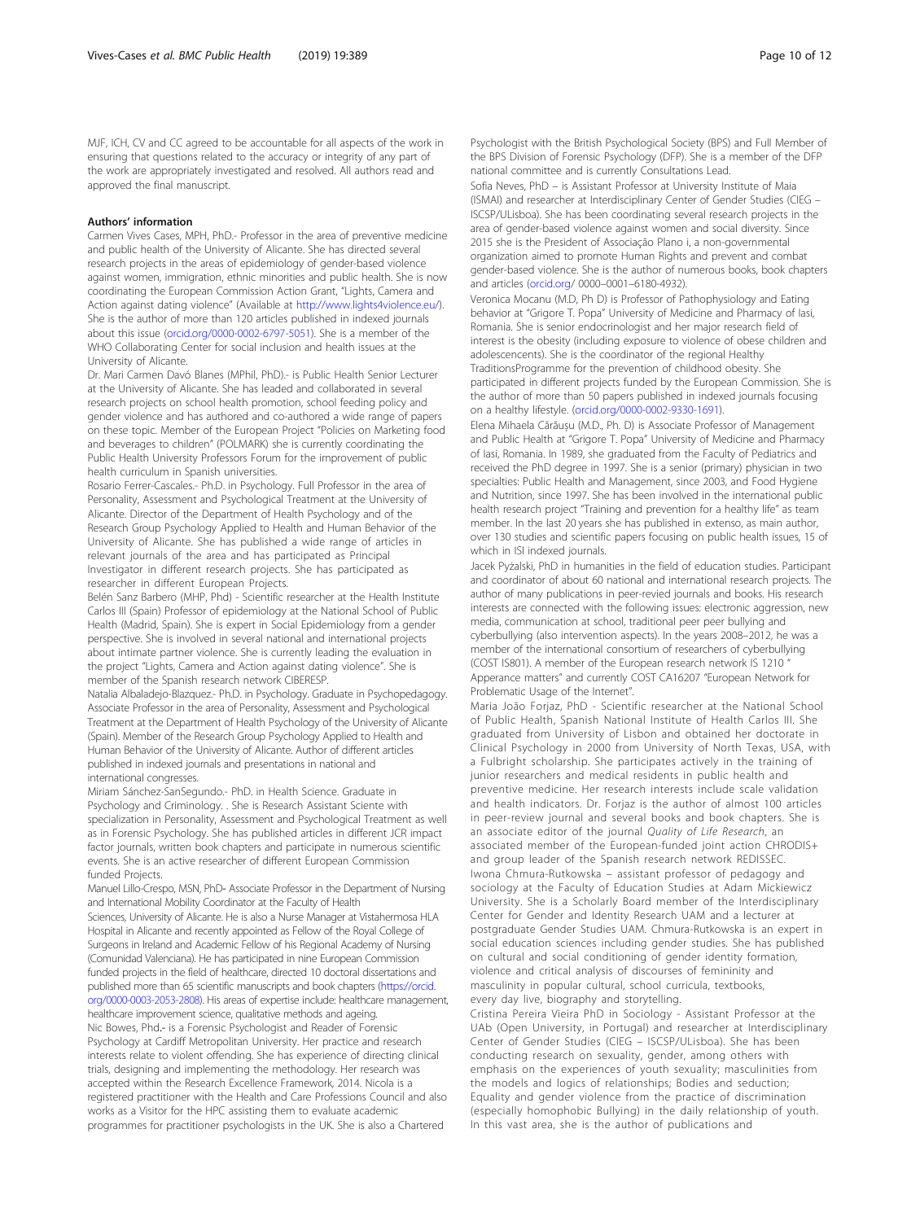MJF, ICH, CV and CC agreed to be accountable for all aspects of the work in ensuring that questions related to the accuracy or integrity of any part of the work are appropriately investigated and resolved. All authors read and approved the final manuscript.

#### Authors' information

Carmen Vives Cases, MPH, PhD.- Professor in the area of preventive medicine and public health of the University of Alicante. She has directed several research projects in the areas of epidemiology of gender-based violence against women, immigration, ethnic minorities and public health. She is now coordinating the European Commission Action Grant, "Lights, Camera and Action against dating violence" (Available at http://www.lights4violence.eu/). She is the author of more than 120 articles published in indexed journals about this issue (orcid.org/0000-0002-6797-5051). She is a member of the WHO Collaborating Center for social inclusion and health issues at the University of Alicante.

Dr. Mari Carmen Davó Blanes (MPhil, PhD).- is Public Health Senior Lecturer at the University of Alicante. She has leaded and collaborated in several research projects on school health promotion, school feeding policy and gender violence and has authored and co-authored a wide range of papers on these topic. Member of the European Project "Policies on Marketing food and beverages to children" (POLMARK) she is currently coordinating the Public Health University Professors Forum for the improvement of public health curriculum in Spanish universities.

Rosario Ferrer-Cascales.- Ph.D. in Psychology. Full Professor in the area of Personality, Assessment and Psychological Treatment at the University of Alicante. Director of the Department of Health Psychology and of the Research Group Psychology Applied to Health and Human Behavior of the University of Alicante. She has published a wide range of articles in relevant journals of the area and has participated as Principal Investigator in different research projects. She has participated as researcher in different European Projects.

Belén Sanz Barbero (MHP, Phd) - Scientific researcher at the Health Institute Carlos III (Spain) Professor of epidemiology at the National School of Public Health (Madrid, Spain). She is expert in Social Epidemiology from a gender perspective. She is involved in several national and international projects about intimate partner violence. She is currently leading the evaluation in the project "Lights, Camera and Action against dating violence". She is member of the Spanish research network CIBERESP.

Natalia Albaladejo-Blazquez.- Ph.D. in Psychology. Graduate in Psychopedagogy. Associate Professor in the area of Personality, Assessment and Psychological Treatment at the Department of Health Psychology of the University of Alicante (Spain). Member of the Research Group Psychology Applied to Health and Human Behavior of the University of Alicante. Author of different articles published in indexed journals and presentations in national and international congresses.

Miriam Sánchez-SanSegundo.- PhD. in Health Science. Graduate in Psychology and Criminology. . She is Research Assistant Sciente with specialization in Personality, Assessment and Psychological Treatment as well as in Forensic Psychology. She has published articles in different JCR impact factor journals, written book chapters and participate in numerous scientific events. She is an active researcher of different European Commission funded Projects.

Manuel Lillo-Crespo, MSN, PhD- Associate Professor in the Department of Nursing and International Mobility Coordinator at the Faculty of Health Sciences, University of Alicante. He is also a Nurse Manager at Vistahermosa HLA Hospital in Alicante and recently appointed as Fellow of the Royal College of Surgeons in Ireland and Academic Fellow of his Regional Academy of Nursing (Comunidad Valenciana). He has participated in nine European Commission funded projects in the field of healthcare, directed 10 doctoral dissertations and published more than 65 scientific manuscripts and book chapters (https://orcid.org/0000-0003-2053-2808). His areas of expertise include: healthcare management, healthcare improvement science, qualitative methods and ageing.

Nic Bowes, Phd.- is a Forensic Psychologist and Reader of Forensic Psychology at Cardiff Metropolitan University. Her practice and research interests relate to violent offending. She has experience of directing clinical trials, designing and implementing the methodology. Her research was accepted within the Research Excellence Framework, 2014. Nicola is a registered practitioner with the Health and Care Professions Council and also works as a Visitor for the HPC assisting them to evaluate academic programmes for practitioner psychologists in the UK. She is also a Chartered Psychologist with the British Psychological Society (BPS) and Full Member of the BPS Division of Forensic Psychology (DFP). She is a member of the DFP national committee and is currently Consultations Lead.

Sofia Neves, PhD – is Assistant Professor at University Institute of Maia (ISMAI) and researcher at Interdisciplinary Center of Gender Studies (CIEG – ISCSP/ULisboa). She has been coordinating several research projects in the area of gender-based violence against women and social diversity. Since 2015 she is the President of Associação Plano i, a non-governmental organization aimed to promote Human Rights and prevent and combat gender-based violence. She is the author of numerous books, book chapters and articles (orcid.org/ 0000–0001–6180-4932).

Veronica Mocanu (M.D, Ph D) is Professor of Pathophysiology and Eating behavior at "Grigore T. Popa" University of Medicine and Pharmacy of Iasi, Romania. She is senior endocrinologist and her major research field of interest is the obesity (including exposure to violence of obese children and adolescencents). She is the coordinator of the regional Healthy TraditionsProgramme for the prevention of childhood obesity. She participated in different projects funded by the European Commission. She is the author of more than 50 papers published in indexed journals focusing on a healthy lifestyle. (orcid.org/0000-0002-9330-1691).

Elena Mihaela Cărăușu (M.D., Ph. D) is Associate Professor of Management and Public Health at "Grigore T. Popa" University of Medicine and Pharmacy of Iasi, Romania. In 1989, she graduated from the Faculty of Pediatrics and received the PhD degree in 1997. She is a senior (primary) physician in two specialties: Public Health and Management, since 2003, and Food Hygiene and Nutrition, since 1997. She has been involved in the international public health research project "Training and prevention for a healthy life" as team member. In the last 20 years she has published in extenso, as main author, over 130 studies and scientific papers focusing on public health issues, 15 of which in ISI indexed journals.

Jacek Pyżalski, PhD in humanities in the field of education studies. Participant and coordinator of about 60 national and international research projects. The author of many publications in peer-revied journals and books. His research interests are connected with the following issues: electronic aggression, new media, communication at school, traditional peer peer bullying and cyberbullying (also intervention aspects). In the years 2008–2012, he was a member of the international consortium of researchers of cyberbullying (COST IS801). A member of the European research network IS 1210 " Apperance matters" and currently COST CA16207 "European Network for Problematic Usage of the Internet".

Maria João Forjaz, PhD - Scientific researcher at the National School of Public Health, Spanish National Institute of Health Carlos III. She graduated from University of Lisbon and obtained her doctorate in Clinical Psychology in 2000 from University of North Texas, USA, with a Fulbright scholarship. She participates actively in the training of junior researchers and medical residents in public health and preventive medicine. Her research interests include scale validation and health indicators. Dr. Forjaz is the author of almost 100 articles in peer-review journal and several books and book chapters. She is an associate editor of the journal *Quality of Life Research*, an associated member of the European-funded joint action CHRODIS+ and group leader of the Spanish research network REDISSEC.

Iwona Chmura-Rutkowska – assistant professor of pedagogy and sociology at the Faculty of Education Studies at Adam Mickiewicz University. She is a Scholarly Board member of the Interdisciplinary Center for Gender and Identity Research UAM and a lecturer at postgraduate Gender Studies UAM. Chmura-Rutkowska is an expert in social education sciences including gender studies. She has published on cultural and social conditioning of gender identity formation, violence and critical analysis of discourses of femininity and masculinity in popular culture, school curricula, textbooks, every day live, biography and storytelling.

Cristina Pereira Vieira PhD in Sociology - Assistant Professor at the UAb (Open University, in Portugal) and researcher at Interdisciplinary Center of Gender Studies (CIEG – ISCSP/ULisboa). She has been conducting research on sexuality, gender, among others with emphasis on the experiences of youth sexuality; masculinities from the models and logics of relationships; Bodies and seduction; Equality and gender violence from the practice of discrimination (especially homophobic Bullying) in the daily relationship of youth. In this vast area, she is the author of publications and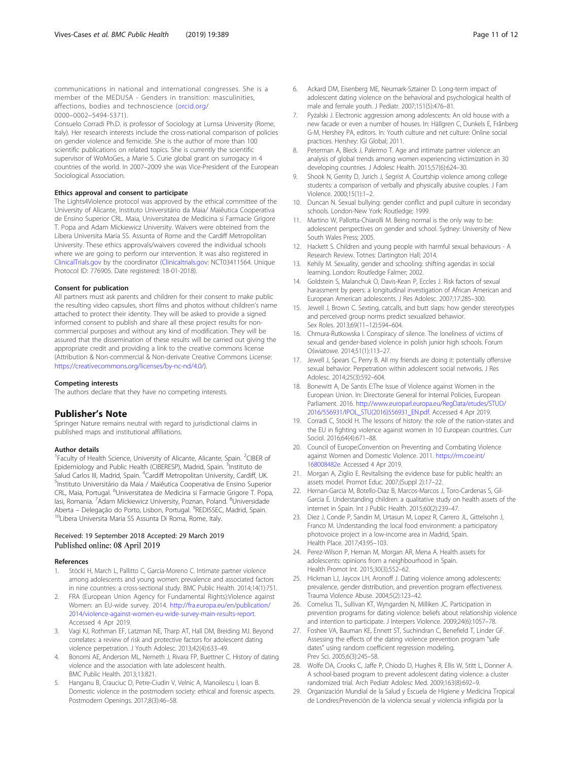communications in national and international congresses. She is a member of the MEDUSA - Genders in transition: masculinities, affections, bodies and technoscience (orcid.org/0000–0002–5494-5371).

Consuelo Corradi Ph.D. is professor of Sociology at Lumsa University (Rome, Italy). Her research interests include the cross-national comparison of policies on gender violence and femicide. She is the author of more than 100 scientific publications on related topics. She is currently the scientific supervisor of WoMoGes, a Marie S. Curie global grant on surrogacy in 4 countries of the world. In 2007–2009 she was Vice-President of the European Sociological Association.

### Ethics approval and consent to participate

The Lights4Violence protocol was approved by the ethical committee of the University of Alicante, Instituto Universitário da Maia/ Maiêutica Cooperativa de Ensino Superior CRL. Maia, Universitatea de Medicina si Farmacie Grigore T. Popa and Adam Mickiewicz University. Waivers were obteined from the Libera Universita Maria SS. Assunta of Rome and the Cardiff Metropolitan University. These ethics approvals/waivers covered the individual schools where we are going to perform our intervention. It was also registered in ClinicalTrials.gov by the coordinator (Clinicaltrials.gov: NCT03411564. Unique Protocol ID: 776905. Date registered: 18-01-2018).

### Consent for publication

All partners must ask parents and children for their consent to make public the resulting video capsules, short films and photos without children's name attached to protect their identity. They will be asked to provide a signed informed consent to publish and share all these project results for non-commercial purposes and without any kind of modification. They will be assured that the dissemination of these results will be carried out giving the appropriate credit and providing a link to the creative commons license (Attribution & Non-commercial & Non-derivate Creative Commons License: https://creativecommons.org/licenses/by-nc-nd/4.0/).

### Competing interests

The authors declare that they have no competing interests.

## Publisher's Note

Springer Nature remains neutral with regard to jurisdictional claims in published maps and institutional affiliations.

### Author details

[1]Faculty of Health Science, University of Alicante, Alicante, Spain. [2]CIBER of Epidemiology and Public Health (CIBERESP), Madrid, Spain. [3]Instituto de Salud Carlos III, Madrid, Spain. [4]Cardiff Metropolitan University, Cardiff, UK. [5]Instituto Universitário da Maia / Maiêutica Cooperativa de Ensino Superior CRL, Maia, Portugal. [6]Universitatea de Medicina si Farmacie Grigore T. Popa, Iasi, Romania. [7]Adam Mickiewicz University, Poznan, Poland. [8]Universidade Aberta – Delegação do Porto, Lisbon, Portugal. [9]REDISSEC, Madrid, Spain. [10]Libera Universita Maria SS Assunta Di Roma, Rome, Italy.

Received: 19 September 2018 Accepted: 29 March 2019
Published online: 08 April 2019

### References

1. Stöckl H, March L, Pallitto C, Garcia-Moreno C. Intimate partner violence among adolescents and young women: prevalence and associated factors in nine countries: a cross-sectional study. BMC Public Health. 2014;14(1):751.
2. FRA (European Union Agency for Fundamental Rights):Violence against Women: an EU-wide survey. 2014. http://fra.europa.eu/en/publication/2014/violence-against-women-eu-wide-survey-main-results-report. Accessed 4 Apr 2019.
3. Vagi KJ, Rothman EF, Latzman NE, Tharp AT, Hall DM, Breiding MJ. Beyond correlates: a review of risk and protective factors for adolescent dating violence perpetration. J Youth Adolesc. 2013;42(4):633–49.
4. Bonomi AE, Anderson ML, Nemeth J, Rivara FP, Buettner C. History of dating violence and the association with late adolescent health. BMC Public Health. 2013;13:821.
5. Hanganu B, Crauciuc D, Petre-Ciudin V, Velnic A, Manoilescu I, Ioan B. Domestic violence in the postmodern society: ethical and forensic aspects. Postmodern Openings. 2017;8(3):46–58.
6. Ackard DM, Eisenberg ME, Neumark-Sztainer D. Long-term impact of adolescent dating violence on the behavioral and psychological health of male and female youth. J Pediatr. 2007;151(5):476–81.
7. Pyżalski J. Electronic aggression among adolescents: An old house with a new facade or even a number of houses. In: Hällgren C, Dunkels E, Frånberg G-M, Hershey PA, editors. In: Youth culture and net culture: Online social practices. Hershey: IGI Global; 2011.
8. Peterman A, Bleck J, Palermo T. Age and intimate partner violence: an analysis of global trends among women experiencing victimization in 30 developing countries. J Adolesc Health. 2015;57(6):624–30.
9. Shook N, Gerrity D, Jurich J, Segrist A. Courtship violence among college students: a comparison of verbally and physically abusive couples. J Fam Violence. 2000;15(1):1–2.
10. Duncan N. Sexual bullying: gender conflict and pupil culture in secondary schools. London-New York: Routledge; 1999.
11. Martino W, Pallotta-Chiarolli M. Being normal is the only way to be: adolescent perspectives on gender and school. Sydney: University of New South Wales Press; 2005.
12. Hackett S. Children and young people with harmful sexual behaviours - A Research Review. Totnes: Dartington Hall; 2014.
13. Kehily M. Sexuality, gender and schooling: shifting agendas in social learning. London: Routledge Falmer; 2002.
14. Goldstein S, Malanchuk O, Davis-Kean P, Eccles J. Risk factors of sexual harassment by peers: a longitudinal investigation of African American and European American adolescents. J Res Adolesc. 2007;17:285–300.
15. Jewell J, Brown C. Sexting, catcalls, and butt slaps: how gender stereotypes and perceived group norms predict sexualized behavior. Sex Roles. 2013;69(11–12):594–604.
16. Chmura-Rutkowska I. Conspiracy of silence. The loneliness of victims of sexual and gender-based violence in polish junior high schools. Forum Oświatowe. 2014;51(1):113–27.
17. Jewell J, Spears C, Perry B. All my friends are doing it: potentially offensive sexual behavior. Perpetration within adolescent social networks. J Res Adolesc. 2014;25(3):592–604.
18. Bonewitt A, De Santis E:The Issue of Violence against Women in the European Union. In: Directorate General for Internal Policies, European Parliament. 2016. http://www.europarl.europa.eu/RegData/etudes/STUD/2016/556931/IPOL_STU(2016)556931_EN.pdf. Accessed 4 Apr 2019.
19. Corradi C, Stöckl H. The lessons of history: the role of the nation-states and the EU in fighting violence against women in 10 European countries. Curr Sociol. 2016;64(4):671–88.
20. Council of Europe:Convention on Preventing and Combating Violence against Women and Domestic Violence. 2011. https://rm.coe.int/168008482e. Accessed 4 Apr 2019.
21. Morgan A, Ziglio E. Revitalising the evidence base for public health: an assets model. Promot Educ. 2007;(Suppl 2):17–22.
22. Hernan-Garcia M, Botello-Diaz B, Marcos-Marcos J, Toro-Cardenas S, Gil-Garcia E. Understanding children: a qualitative study on health assets of the internet in Spain. Int J Public Health. 2015;60(2):239–47.
23. Diez J, Conde P, Sandin M, Urtasun M, Lopez R, Carrero JL, Gittelsohn J, Franco M. Understanding the local food environment: a participatory photovoice project in a low-income area in Madrid, Spain. Health Place. 2017;43:95–103.
24. Perez-Wilson P, Hernan M, Morgan AR, Mena A. Health assets for adolescents: opinions from a neighbourhood in Spain. Health Promot Int. 2015;30(3):552–62.
25. Hickman LJ, Jaycox LH, Aronoff J. Dating violence among adolescents: prevalence, gender distribution, and prevention program effectiveness. Trauma Violence Abuse. 2004;5(2):123–42.
26. Cornelius TL, Sullivan KT, Wyngarden N, Milliken JC. Participation in prevention programs for dating violence: beliefs about relationship violence and intention to participate. J Interpers Violence. 2009;24(6):1057–78.
27. Foshee VA, Bauman KE, Ennett ST, Suchindran C, Benefield T, Linder GF. Assessing the effects of the dating violence prevention program "safe dates" using random coefficient regression modeling. Prev Sci. 2005;6(3):245–58.
28. Wolfe DA, Crooks C, Jaffe P, Chiodo D, Hughes R, Ellis W, Stitt L, Donner A. A school-based program to prevent adolescent dating violence: a cluster randomized trial. Arch Pediatr Adolesc Med. 2009;163(8):692–9.
29. Organización Mundial de la Salud y Escuela de Higiene y Medicina Tropical de Londres:Prevención de la violencia sexual y violencia infligida por la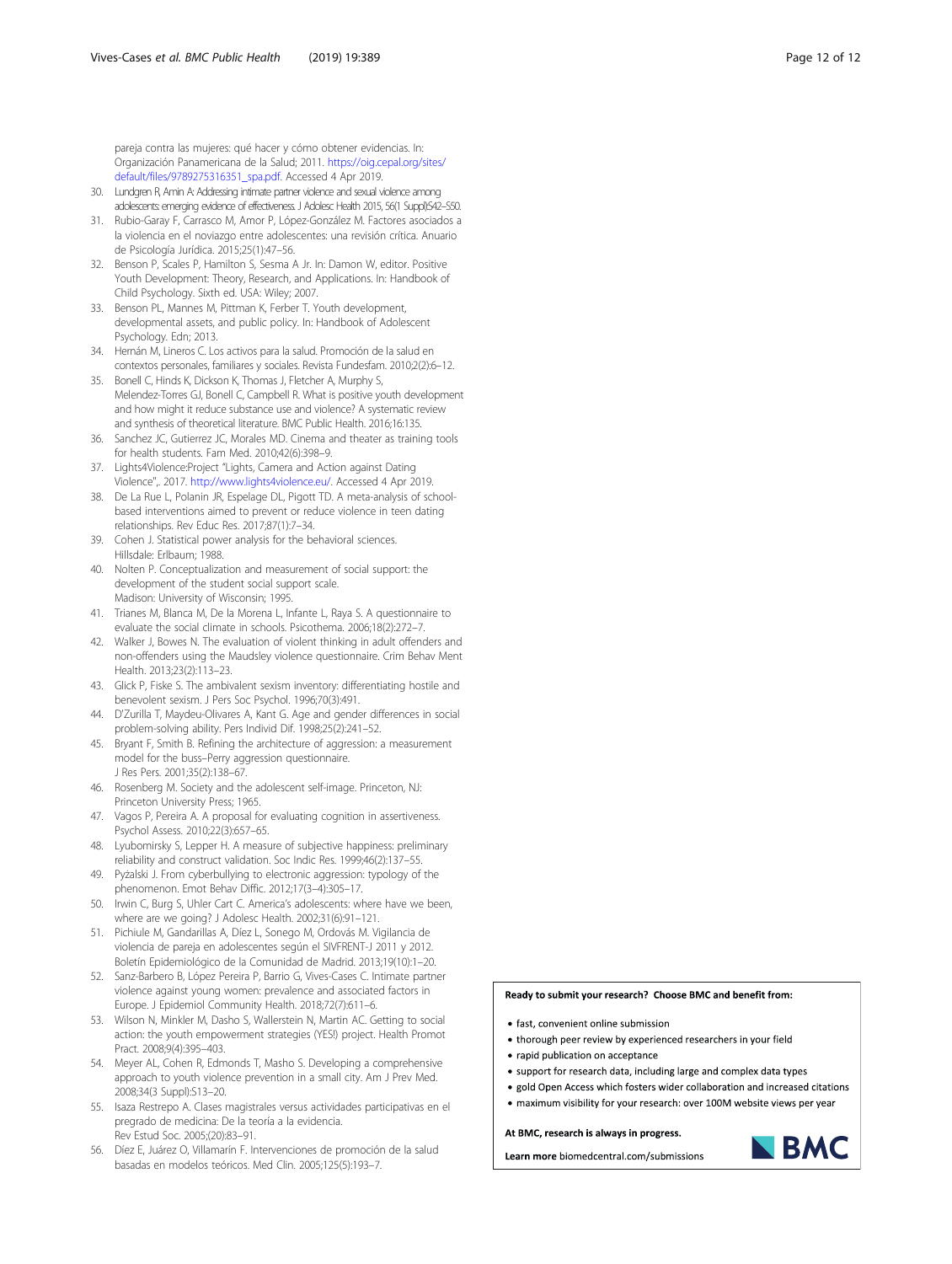pareja contra las mujeres: qué hacer y cómo obtener evidencias. In: Organización Panamericana de la Salud; 2011. https://oig.cepal.org/sites/default/files/9789275316351_spa.pdf. Accessed 4 Apr 2019.

30. Lundgren R, Amin A: Addressing intimate partner violence and sexual violence among adolescents: emerging evidence of effectiveness. J Adolesc Health 2015, 56(1 Suppl):S42–S50.
31. Rubio-Garay F, Carrasco M, Amor P, López-González M. Factores asociados a la violencia en el noviazgo entre adolescentes: una revisión crítica. Anuario de Psicología Jurídica. 2015;25(1):47–56.
32. Benson P, Scales P, Hamilton S, Sesma A Jr. In: Damon W, editor. Positive Youth Development: Theory, Research, and Applications. In: Handbook of Child Psychology. Sixth ed. USA: Wiley; 2007.
33. Benson PL, Mannes M, Pittman K, Ferber T. Youth development, developmental assets, and public policy. In: Handbook of Adolescent Psychology. Edn; 2013.
34. Hernán M, Lineros C. Los activos para la salud. Promoción de la salud en contextos personales, familiares y sociales. Revista Fundesfam. 2010;2(2):6–12.
35. Bonell C, Hinds K, Dickson K, Thomas J, Fletcher A, Murphy S, Melendez-Torres GJ, Bonell C, Campbell R. What is positive youth development and how might it reduce substance use and violence? A systematic review and synthesis of theoretical literature. BMC Public Health. 2016;16:135.
36. Sanchez JC, Gutierrez JC, Morales MD. Cinema and theater as training tools for health students. Fam Med. 2010;42(6):398–9.
37. Lights4Violence:Project "Lights, Camera and Action against Dating Violence",. 2017. http://www.lights4violence.eu/. Accessed 4 Apr 2019.
38. De La Rue L, Polanin JR, Espelage DL, Pigott TD. A meta-analysis of school-based interventions aimed to prevent or reduce violence in teen dating relationships. Rev Educ Res. 2017;87(1):7–34.
39. Cohen J. Statistical power analysis for the behavioral sciences. Hillsdale: Erlbaum; 1988.
40. Nolten P. Conceptualization and measurement of social support: the development of the student social support scale. Madison: University of Wisconsin; 1995.
41. Trianes M, Blanca M, De la Morena L, Infante L, Raya S. A questionnaire to evaluate the social climate in schools. Psicothema. 2006;18(2):272–7.
42. Walker J, Bowes N. The evaluation of violent thinking in adult offenders and non-offenders using the Maudsley violence questionnaire. Crim Behav Ment Health. 2013;23(2):113–23.
43. Glick P, Fiske S. The ambivalent sexism inventory: differentiating hostile and benevolent sexism. J Pers Soc Psychol. 1996;70(3):491.
44. D'Zurilla T, Maydeu-Olivares A, Kant G. Age and gender differences in social problem-solving ability. Pers Individ Dif. 1998;25(2):241–52.
45. Bryant F, Smith B. Refining the architecture of aggression: a measurement model for the buss–Perry aggression questionnaire. J Res Pers. 2001;35(2):138–67.
46. Rosenberg M. Society and the adolescent self-image. Princeton, NJ: Princeton University Press; 1965.
47. Vagos P, Pereira A. A proposal for evaluating cognition in assertiveness. Psychol Assess. 2010;22(3):657–65.
48. Lyubomirsky S, Lepper H. A measure of subjective happiness: preliminary reliability and construct validation. Soc Indic Res. 1999;46(2):137–55.
49. Pyżalski J. From cyberbullying to electronic aggression: typology of the phenomenon. Emot Behav Diffic. 2012;17(3–4):305–17.
50. Irwin C, Burg S, Uhler Cart C. America's adolescents: where have we been, where are we going? J Adolesc Health. 2002;31(6):91–121.
51. Pichiule M, Gandarillas A, Díez L, Sonego M, Ordovás M. Vigilancia de violencia de pareja en adolescentes según el SIVFRENT-J 2011 y 2012. Boletín Epidemiológico de la Comunidad de Madrid. 2013;19(10):1–20.
52. Sanz-Barbero B, López Pereira P, Barrio G, Vives-Cases C. Intimate partner violence against young women: prevalence and associated factors in Europe. J Epidemiol Community Health. 2018;72(7):611–6.
53. Wilson N, Minkler M, Dasho S, Wallerstein N, Martin AC. Getting to social action: the youth empowerment strategies (YES!) project. Health Promot Pract. 2008;9(4):395–403.
54. Meyer AL, Cohen R, Edmonds T, Masho S. Developing a comprehensive approach to youth violence prevention in a small city. Am J Prev Med. 2008;34(3 Suppl):S13–20.
55. Isaza Restrepo A. Clases magistrales versus actividades participativas en el pregrado de medicina: De la teoría a la evidencia. Rev Estud Soc. 2005;(20):83–91.
56. Díez E, Juárez O, Villamarín F. Intervenciones de promoción de la salud basadas en modelos teóricos. Med Clin. 2005;125(5):193–7.

**Ready to submit your research? Choose BMC and benefit from:**

- fast, convenient online submission
- thorough peer review by experienced researchers in your field
- rapid publication on acceptance
- support for research data, including large and complex data types
- gold Open Access which fosters wider collaboration and increased citations
- maximum visibility for your research: over 100M website views per year

**At BMC, research is always in progress.**

**Learn more** biomedcentral.com/submissions

BMC